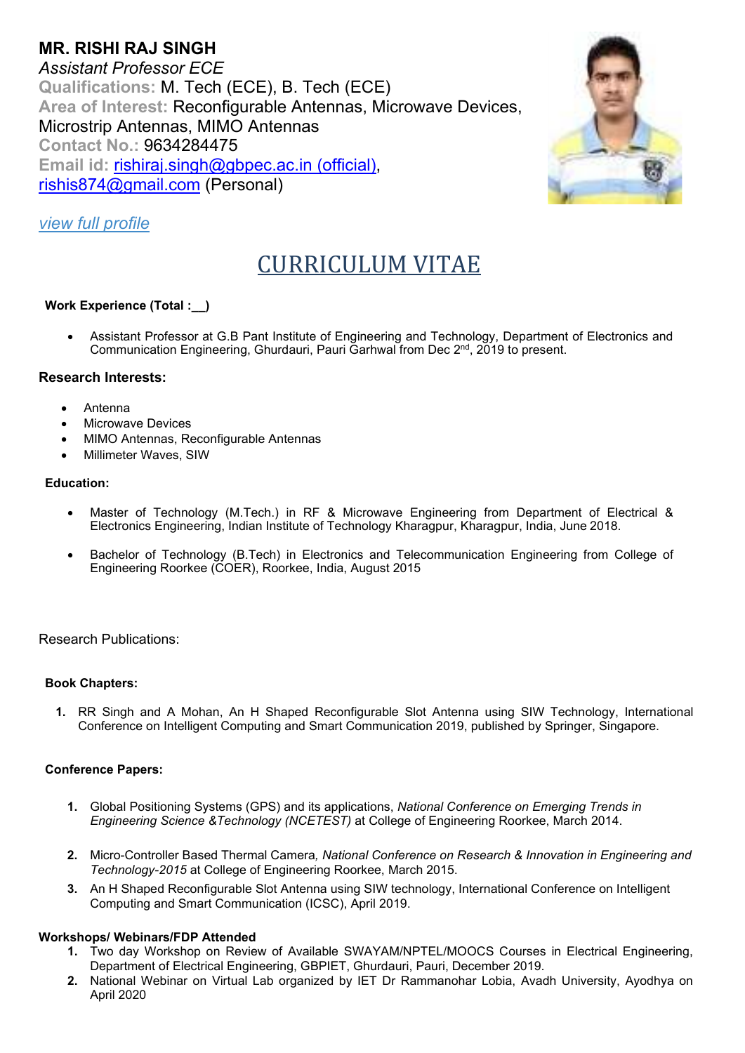**MR. RISHI RAJ SINGH**
*Assistant Professor ECE*
**Qualifications:** M. Tech (ECE), B. Tech (ECE)
**Area of Interest:** Reconfigurable Antennas, Microwave Devices, Microstrip Antennas, MIMO Antennas
**Contact No.:** 9634284475
**Email id:** rishiraj.singh@gbpec.ac.in (official), rishis874@gmail.com (Personal)

*view full profile*

# CURRICULUM VITAE

**Work Experience (Total :__)**

- Assistant Professor at G.B Pant Institute of Engineering and Technology, Department of Electronics and Communication Engineering, Ghurdauri, Pauri Garhwal from Dec 2nd, 2019 to present.

**Research Interests:**

- Antenna
- Microwave Devices
- MIMO Antennas, Reconfigurable Antennas
- Millimeter Waves, SIW

**Education:**

- Master of Technology (M.Tech.) in RF & Microwave Engineering from Department of Electrical & Electronics Engineering, Indian Institute of Technology Kharagpur, Kharagpur, India, June 2018.
- Bachelor of Technology (B.Tech) in Electronics and Telecommunication Engineering from College of Engineering Roorkee (COER), Roorkee, India, August 2015

Research Publications:

**Book Chapters:**

1. RR Singh and A Mohan, An H Shaped Reconfigurable Slot Antenna using SIW Technology, International Conference on Intelligent Computing and Smart Communication 2019, published by Springer, Singapore.

**Conference Papers:**

1. Global Positioning Systems (GPS) and its applications, *National Conference on Emerging Trends in Engineering Science &Technology (NCETEST)* at College of Engineering Roorkee, March 2014.
2. Micro-Controller Based Thermal Camera*, National Conference on Research & Innovation in Engineering and Technology-2015* at College of Engineering Roorkee, March 2015.
3. An H Shaped Reconfigurable Slot Antenna using SIW technology, International Conference on Intelligent Computing and Smart Communication (ICSC), April 2019.

**Workshops/ Webinars/FDP Attended**

1. Two day Workshop on Review of Available SWAYAM/NPTEL/MOOCS Courses in Electrical Engineering, Department of Electrical Engineering, GBPIET, Ghurdauri, Pauri, December 2019.
2. National Webinar on Virtual Lab organized by IET Dr Rammanohar Lobia, Avadh University, Ayodhya on April 2020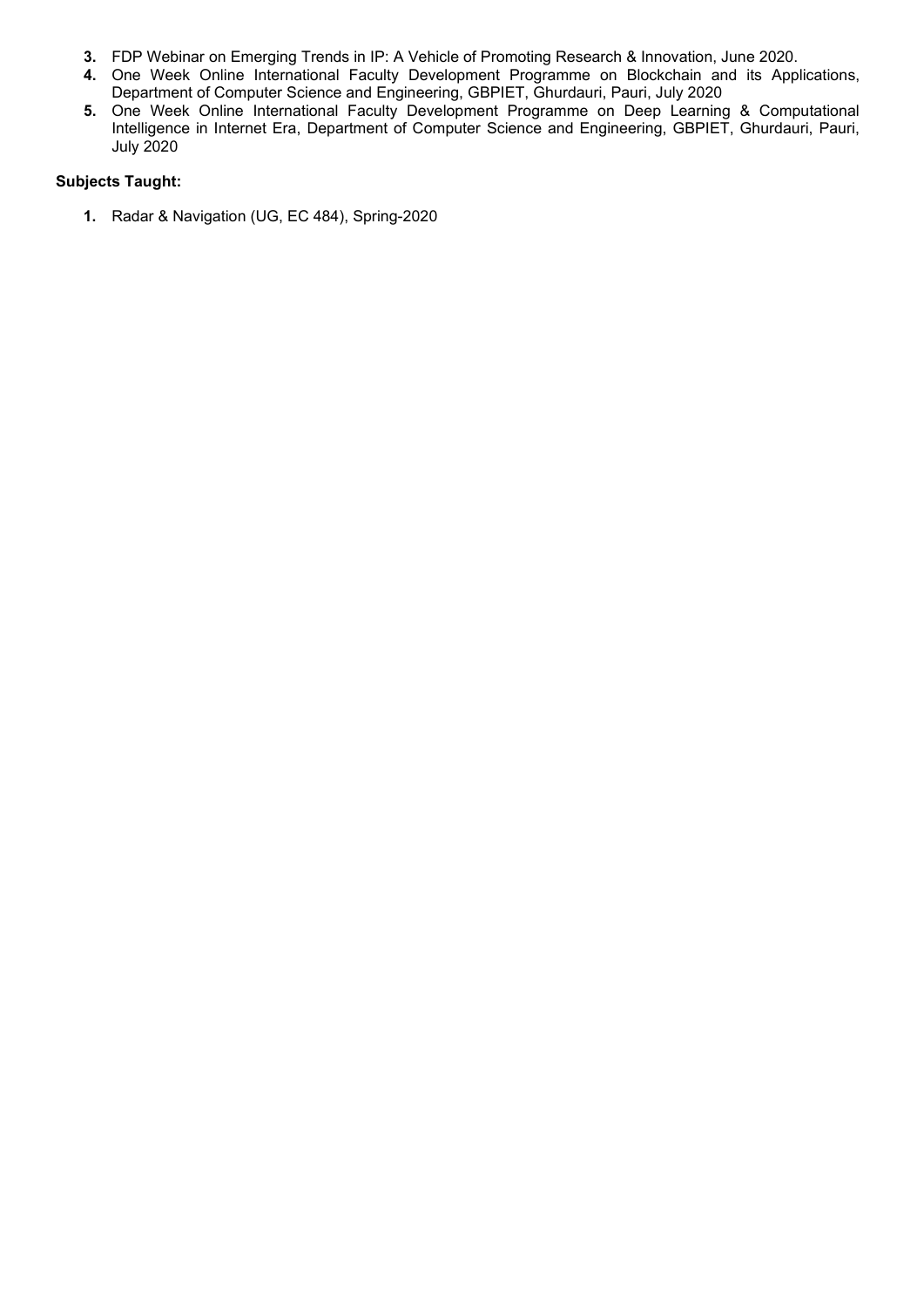3. FDP Webinar on Emerging Trends in IP: A Vehicle of Promoting Research & Innovation, June 2020.
4. One Week Online International Faculty Development Programme on Blockchain and its Applications, Department of Computer Science and Engineering, GBPIET, Ghurdauri, Pauri, July 2020
5. One Week Online International Faculty Development Programme on Deep Learning & Computational Intelligence in Internet Era, Department of Computer Science and Engineering, GBPIET, Ghurdauri, Pauri, July 2020

**Subjects Taught:**

1. Radar & Navigation (UG, EC 484), Spring-2020